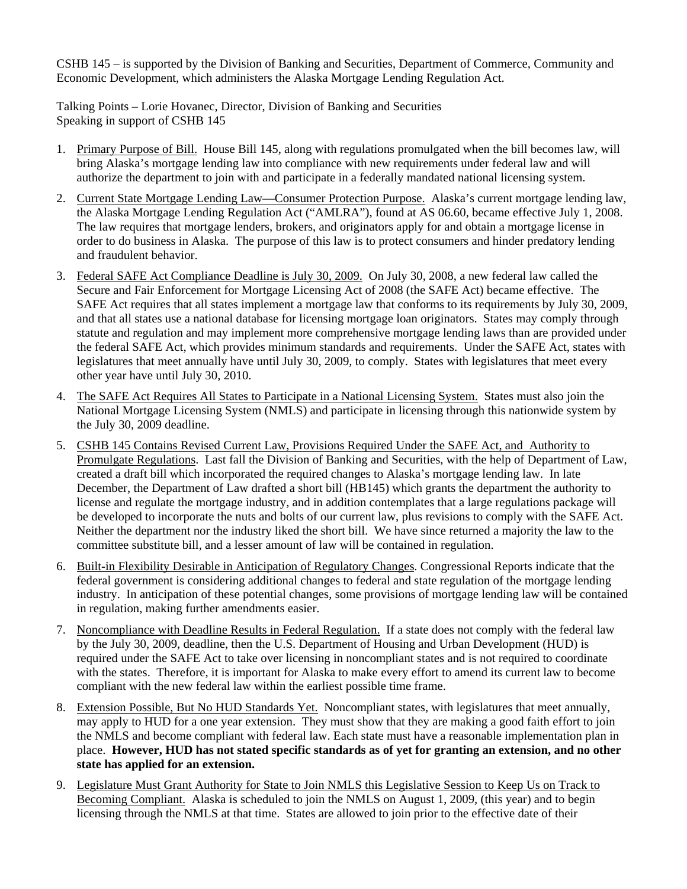CSHB 145 – is supported by the Division of Banking and Securities, Department of Commerce, Community and Economic Development, which administers the Alaska Mortgage Lending Regulation Act.

Talking Points – Lorie Hovanec, Director, Division of Banking and Securities
Speaking in support of CSHB 145

1. Primary Purpose of Bill. House Bill 145, along with regulations promulgated when the bill becomes law, will bring Alaska's mortgage lending law into compliance with new requirements under federal law and will authorize the department to join with and participate in a federally mandated national licensing system.
2. Current State Mortgage Lending Law—Consumer Protection Purpose. Alaska's current mortgage lending law, the Alaska Mortgage Lending Regulation Act ("AMLRA"), found at AS 06.60, became effective July 1, 2008. The law requires that mortgage lenders, brokers, and originators apply for and obtain a mortgage license in order to do business in Alaska. The purpose of this law is to protect consumers and hinder predatory lending and fraudulent behavior.
3. Federal SAFE Act Compliance Deadline is July 30, 2009. On July 30, 2008, a new federal law called the Secure and Fair Enforcement for Mortgage Licensing Act of 2008 (the SAFE Act) became effective. The SAFE Act requires that all states implement a mortgage law that conforms to its requirements by July 30, 2009, and that all states use a national database for licensing mortgage loan originators. States may comply through statute and regulation and may implement more comprehensive mortgage lending laws than are provided under the federal SAFE Act, which provides minimum standards and requirements. Under the SAFE Act, states with legislatures that meet annually have until July 30, 2009, to comply. States with legislatures that meet every other year have until July 30, 2010.
4. The SAFE Act Requires All States to Participate in a National Licensing System. States must also join the National Mortgage Licensing System (NMLS) and participate in licensing through this nationwide system by the July 30, 2009 deadline.
5. CSHB 145 Contains Revised Current Law, Provisions Required Under the SAFE Act, and Authority to Promulgate Regulations. Last fall the Division of Banking and Securities, with the help of Department of Law, created a draft bill which incorporated the required changes to Alaska's mortgage lending law. In late December, the Department of Law drafted a short bill (HB145) which grants the department the authority to license and regulate the mortgage industry, and in addition contemplates that a large regulations package will be developed to incorporate the nuts and bolts of our current law, plus revisions to comply with the SAFE Act. Neither the department nor the industry liked the short bill. We have since returned a majority the law to the committee substitute bill, and a lesser amount of law will be contained in regulation.
6. Built-in Flexibility Desirable in Anticipation of Regulatory Changes. Congressional Reports indicate that the federal government is considering additional changes to federal and state regulation of the mortgage lending industry. In anticipation of these potential changes, some provisions of mortgage lending law will be contained in regulation, making further amendments easier.
7. Noncompliance with Deadline Results in Federal Regulation. If a state does not comply with the federal law by the July 30, 2009, deadline, then the U.S. Department of Housing and Urban Development (HUD) is required under the SAFE Act to take over licensing in noncompliant states and is not required to coordinate with the states. Therefore, it is important for Alaska to make every effort to amend its current law to become compliant with the new federal law within the earliest possible time frame.
8. Extension Possible, But No HUD Standards Yet. Noncompliant states, with legislatures that meet annually, may apply to HUD for a one year extension. They must show that they are making a good faith effort to join the NMLS and become compliant with federal law. Each state must have a reasonable implementation plan in place. **However, HUD has not stated specific standards as of yet for granting an extension, and no other state has applied for an extension.**
9. Legislature Must Grant Authority for State to Join NMLS this Legislative Session to Keep Us on Track to Becoming Compliant. Alaska is scheduled to join the NMLS on August 1, 2009, (this year) and to begin licensing through the NMLS at that time. States are allowed to join prior to the effective date of their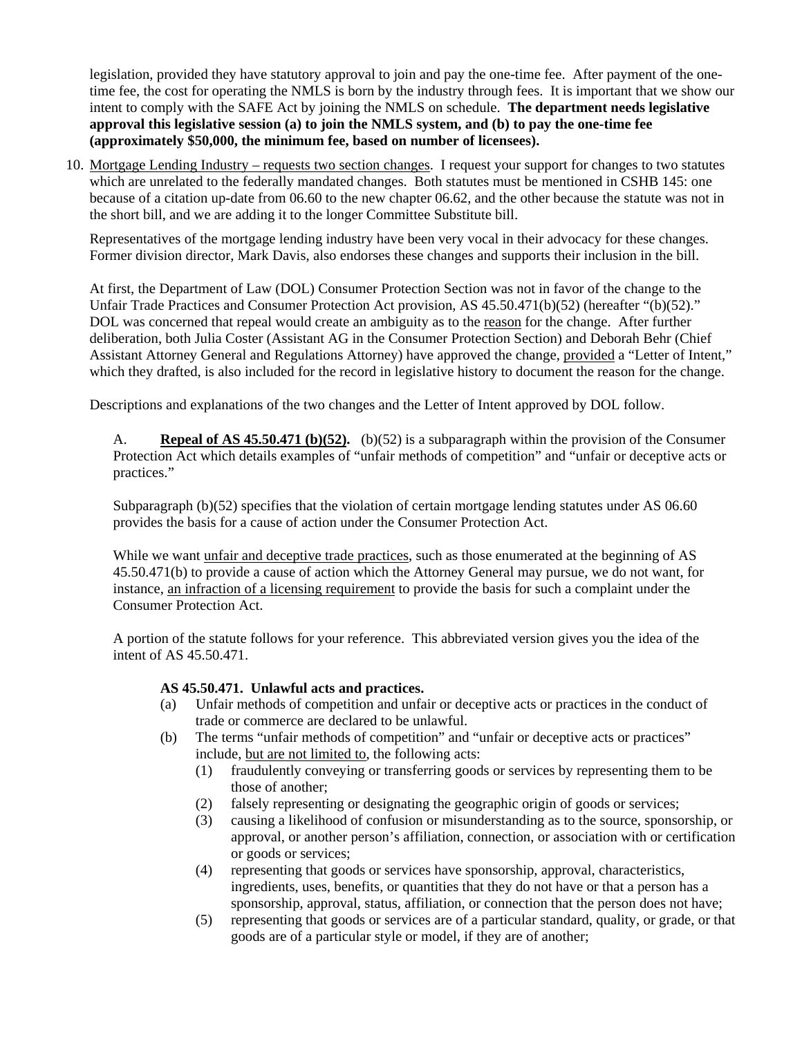legislation, provided they have statutory approval to join and pay the one-time fee. After payment of the one-time fee, the cost for operating the NMLS is born by the industry through fees. It is important that we show our intent to comply with the SAFE Act by joining the NMLS on schedule. **The department needs legislative approval this legislative session (a) to join the NMLS system, and (b) to pay the one-time fee (approximately $50,000, the minimum fee, based on number of licensees).**

10. <u>Mortgage Lending Industry – requests two section changes</u>. I request your support for changes to two statutes which are unrelated to the federally mandated changes. Both statutes must be mentioned in CSHB 145: one because of a citation up-date from 06.60 to the new chapter 06.62, and the other because the statute was not in the short bill, and we are adding it to the longer Committee Substitute bill.

    Representatives of the mortgage lending industry have been very vocal in their advocacy for these changes. Former division director, Mark Davis, also endorses these changes and supports their inclusion in the bill.

    At first, the Department of Law (DOL) Consumer Protection Section was not in favor of the change to the Unfair Trade Practices and Consumer Protection Act provision, AS 45.50.471(b)(52) (hereafter "(b)(52)." DOL was concerned that repeal would create an ambiguity as to the <u>reason</u> for the change. After further deliberation, both Julia Coster (Assistant AG in the Consumer Protection Section) and Deborah Behr (Chief Assistant Attorney General and Regulations Attorney) have approved the change, <u>provided</u> a "Letter of Intent," which they drafted, is also included for the record in legislative history to document the reason for the change.

    Descriptions and explanations of the two changes and the Letter of Intent approved by DOL follow.

    A. **<u>Repeal of AS 45.50.471 (b)(52).</u>** (b)(52) is a subparagraph within the provision of the Consumer Protection Act which details examples of "unfair methods of competition" and "unfair or deceptive acts or practices."

    Subparagraph (b)(52) specifies that the violation of certain mortgage lending statutes under AS 06.60 provides the basis for a cause of action under the Consumer Protection Act.

    While we want <u>unfair and deceptive trade practices</u>, such as those enumerated at the beginning of AS 45.50.471(b) to provide a cause of action which the Attorney General may pursue, we do not want, for instance, <u>an infraction of a licensing requirement</u> to provide the basis for such a complaint under the Consumer Protection Act.

    A portion of the statute follows for your reference. This abbreviated version gives you the idea of the intent of AS 45.50.471.

    **AS 45.50.471. Unlawful acts and practices.**

    (a) Unfair methods of competition and unfair or deceptive acts or practices in the conduct of trade or commerce are declared to be unlawful.

    (b) The terms "unfair methods of competition" and "unfair or deceptive acts or practices" include, <u>but are not limited to</u>, the following acts:

    (1) fraudulently conveying or transferring goods or services by representing them to be those of another;

    (2) falsely representing or designating the geographic origin of goods or services;

    (3) causing a likelihood of confusion or misunderstanding as to the source, sponsorship, or approval, or another person's affiliation, connection, or association with or certification or goods or services;

    (4) representing that goods or services have sponsorship, approval, characteristics, ingredients, uses, benefits, or quantities that they do not have or that a person has a sponsorship, approval, status, affiliation, or connection that the person does not have;

    (5) representing that goods or services are of a particular standard, quality, or grade, or that goods are of a particular style or model, if they are of another;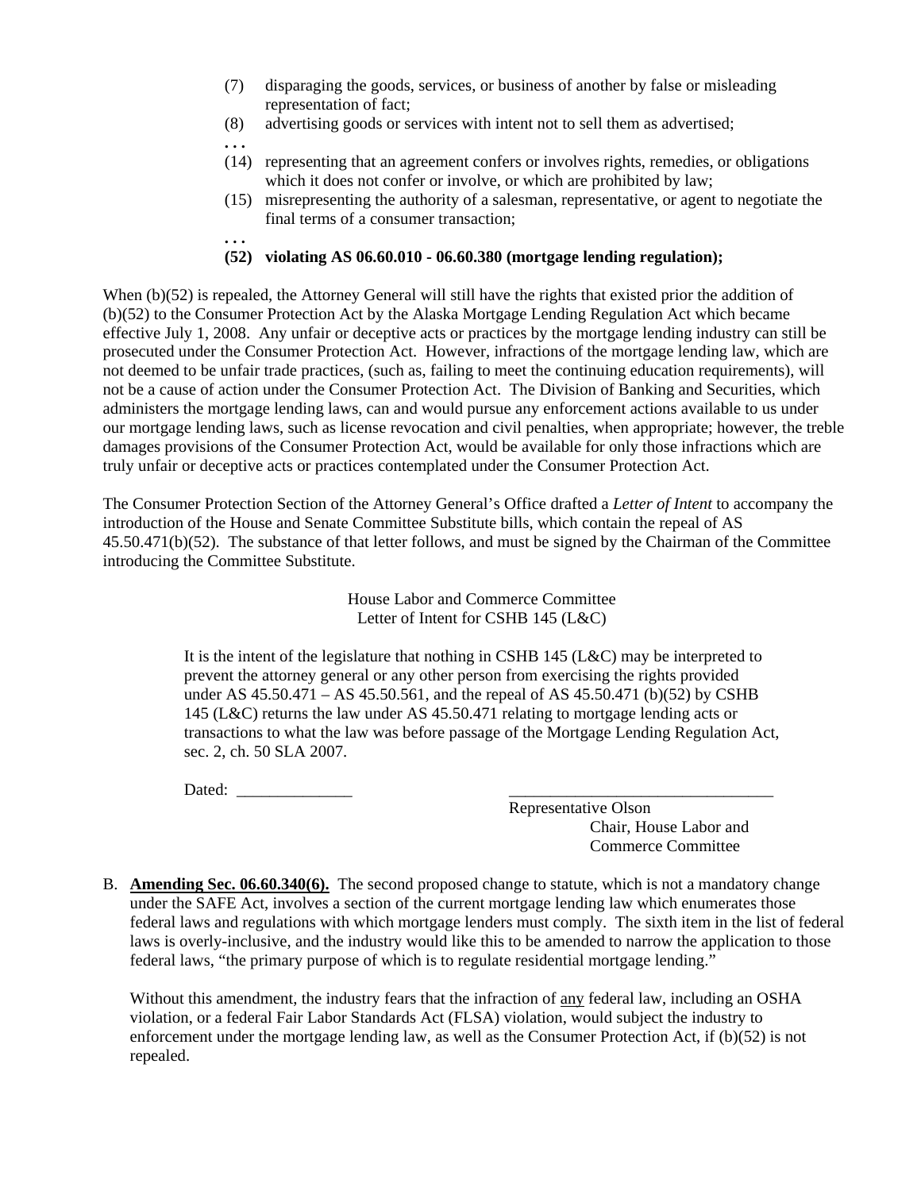(7) disparaging the goods, services, or business of another by false or misleading representation of fact;

(8) advertising goods or services with intent not to sell them as advertised;

**. . .**

(14) representing that an agreement confers or involves rights, remedies, or obligations which it does not confer or involve, or which are prohibited by law;

(15) misrepresenting the authority of a salesman, representative, or agent to negotiate the final terms of a consumer transaction;

**. . .**

**(52) violating AS 06.60.010 - 06.60.380 (mortgage lending regulation);**

When (b)(52) is repealed, the Attorney General will still have the rights that existed prior the addition of (b)(52) to the Consumer Protection Act by the Alaska Mortgage Lending Regulation Act which became effective July 1, 2008. Any unfair or deceptive acts or practices by the mortgage lending industry can still be prosecuted under the Consumer Protection Act. However, infractions of the mortgage lending law, which are not deemed to be unfair trade practices, (such as, failing to meet the continuing education requirements), will not be a cause of action under the Consumer Protection Act. The Division of Banking and Securities, which administers the mortgage lending laws, can and would pursue any enforcement actions available to us under our mortgage lending laws, such as license revocation and civil penalties, when appropriate; however, the treble damages provisions of the Consumer Protection Act, would be available for only those infractions which are truly unfair or deceptive acts or practices contemplated under the Consumer Protection Act.

The Consumer Protection Section of the Attorney General's Office drafted a *Letter of Intent* to accompany the introduction of the House and Senate Committee Substitute bills, which contain the repeal of AS 45.50.471(b)(52). The substance of that letter follows, and must be signed by the Chairman of the Committee introducing the Committee Substitute.

House Labor and Commerce Committee
Letter of Intent for CSHB 145 (L&C)

> It is the intent of the legislature that nothing in CSHB 145 (L&C) may be interpreted to prevent the attorney general or any other person from exercising the rights provided under AS 45.50.471 – AS 45.50.561, and the repeal of AS 45.50.471 (b)(52) by CSHB 145 (L&C) returns the law under AS 45.50.471 relating to mortgage lending acts or transactions to what the law was before passage of the Mortgage Lending Regulation Act, sec. 2, ch. 50 SLA 2007.
>
> Dated: ______________ ________________________________
>
> Representative Olson
> Chair, House Labor and
> Commerce Committee

B. **Amending Sec. 06.60.340(6).** The second proposed change to statute, which is not a mandatory change under the SAFE Act, involves a section of the current mortgage lending law which enumerates those federal laws and regulations with which mortgage lenders must comply. The sixth item in the list of federal laws is overly-inclusive, and the industry would like this to be amended to narrow the application to those federal laws, "the primary purpose of which is to regulate residential mortgage lending."

Without this amendment, the industry fears that the infraction of any federal law, including an OSHA violation, or a federal Fair Labor Standards Act (FLSA) violation, would subject the industry to enforcement under the mortgage lending law, as well as the Consumer Protection Act, if (b)(52) is not repealed.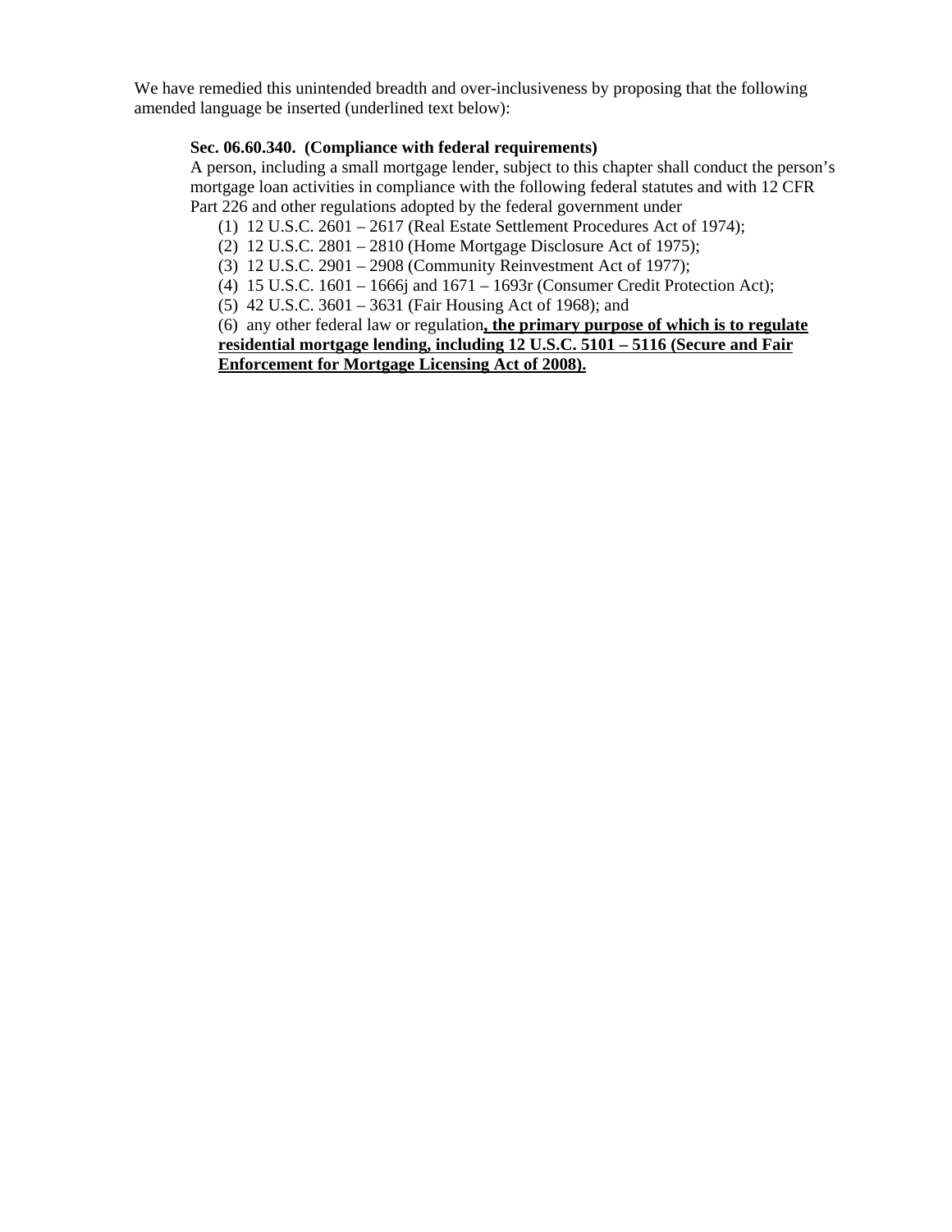We have remedied this unintended breadth and over-inclusiveness by proposing that the following amended language be inserted (underlined text below):

**Sec. 06.60.340. (Compliance with federal requirements)**

A person, including a small mortgage lender, subject to this chapter shall conduct the person's mortgage loan activities in compliance with the following federal statutes and with 12 CFR Part 226 and other regulations adopted by the federal government under

(1) 12 U.S.C. 2601 – 2617 (Real Estate Settlement Procedures Act of 1974);

(2) 12 U.S.C. 2801 – 2810 (Home Mortgage Disclosure Act of 1975);

(3) 12 U.S.C. 2901 – 2908 (Community Reinvestment Act of 1977);

(4) 15 U.S.C. 1601 – 1666j and 1671 – 1693r (Consumer Credit Protection Act);

(5) 42 U.S.C. 3601 – 3631 (Fair Housing Act of 1968); and

(6) any other federal law or regulation**<u>, the primary purpose of which is to regulate residential mortgage lending, including 12 U.S.C. 5101 – 5116 (Secure and Fair Enforcement for Mortgage Licensing Act of 2008).</u>**